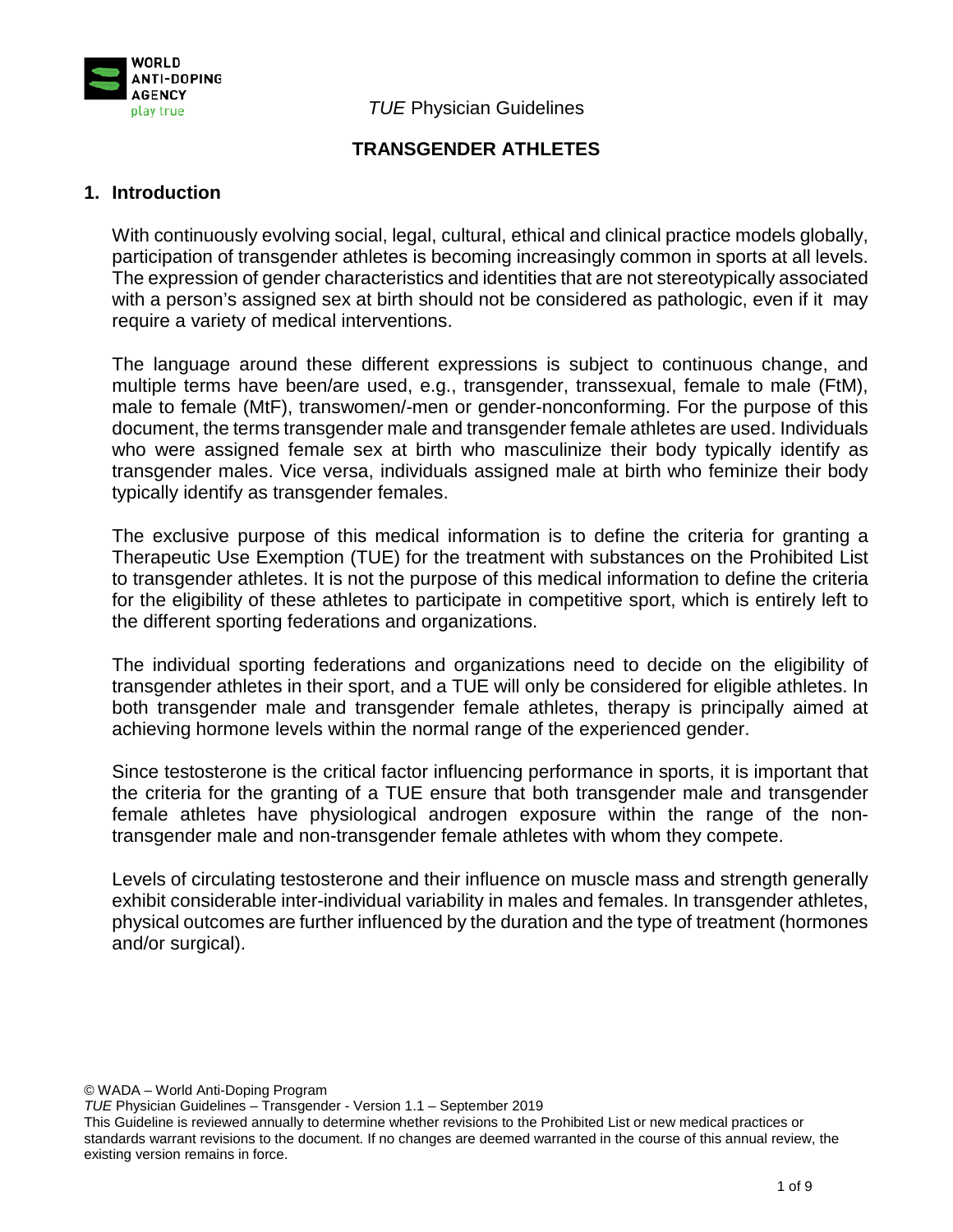*TUE* Physician Guidelines

# TRANSGENDER ATHLETES

## 1. Introduction

With continuously evolving social, legal, cultural, ethical and clinical practice models globally, participation of transgender athletes is becoming increasingly common in sports at all levels. The expression of gender characteristics and identities that are not stereotypically associated with a person's assigned sex at birth should not be considered as pathologic, even if it may require a variety of medical interventions.

The language around these different expressions is subject to continuous change, and multiple terms have been/are used, e.g., transgender, transsexual, female to male (FtM), male to female (MtF), transwomen/-men or gender-nonconforming. For the purpose of this document, the terms transgender male and transgender female athletes are used. Individuals who were assigned female sex at birth who masculinize their body typically identify as transgender males. Vice versa, individuals assigned male at birth who feminize their body typically identify as transgender females.

The exclusive purpose of this medical information is to define the criteria for granting a Therapeutic Use Exemption (TUE) for the treatment with substances on the Prohibited List to transgender athletes. It is not the purpose of this medical information to define the criteria for the eligibility of these athletes to participate in competitive sport, which is entirely left to the different sporting federations and organizations.

The individual sporting federations and organizations need to decide on the eligibility of transgender athletes in their sport, and a TUE will only be considered for eligible athletes. In both transgender male and transgender female athletes, therapy is principally aimed at achieving hormone levels within the normal range of the experienced gender.

Since testosterone is the critical factor influencing performance in sports, it is important that the criteria for the granting of a TUE ensure that both transgender male and transgender female athletes have physiological androgen exposure within the range of the non-transgender male and non-transgender female athletes with whom they compete.

Levels of circulating testosterone and their influence on muscle mass and strength generally exhibit considerable inter-individual variability in males and females. In transgender athletes, physical outcomes are further influenced by the duration and the type of treatment (hormones and/or surgical).

© WADA – World Anti-Doping Program
*TUE* Physician Guidelines – Transgender - Version 1.1 – September 2019
This Guideline is reviewed annually to determine whether revisions to the Prohibited List or new medical practices or standards warrant revisions to the document. If no changes are deemed warranted in the course of this annual review, the existing version remains in force.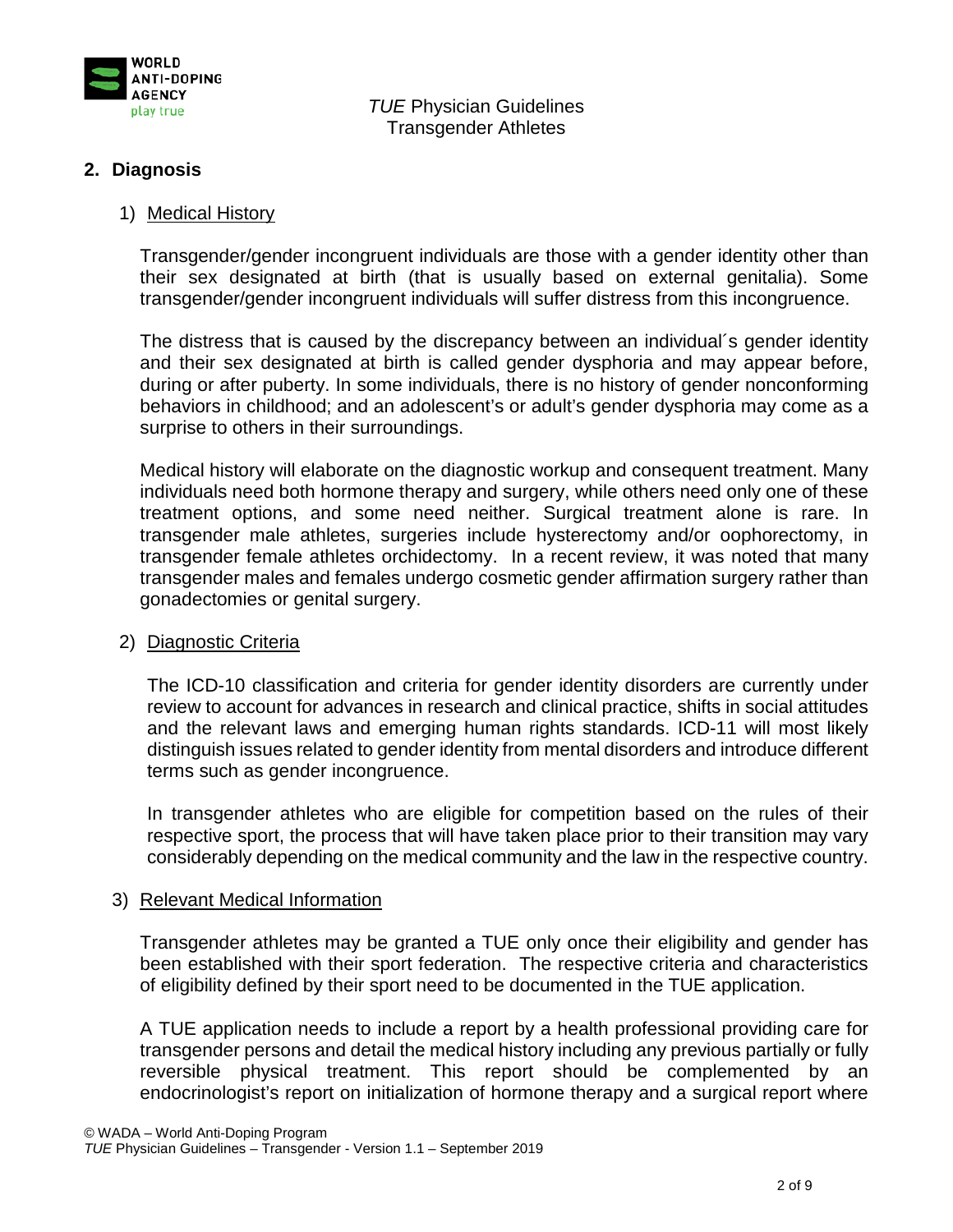## 2. Diagnosis

### 1) Medical History

Transgender/gender incongruent individuals are those with a gender identity other than their sex designated at birth (that is usually based on external genitalia). Some transgender/gender incongruent individuals will suffer distress from this incongruence.

The distress that is caused by the discrepancy between an individual´s gender identity and their sex designated at birth is called gender dysphoria and may appear before, during or after puberty. In some individuals, there is no history of gender nonconforming behaviors in childhood; and an adolescent's or adult's gender dysphoria may come as a surprise to others in their surroundings.

Medical history will elaborate on the diagnostic workup and consequent treatment. Many individuals need both hormone therapy and surgery, while others need only one of these treatment options, and some need neither. Surgical treatment alone is rare. In transgender male athletes, surgeries include hysterectomy and/or oophorectomy, in transgender female athletes orchidectomy. In a recent review, it was noted that many transgender males and females undergo cosmetic gender affirmation surgery rather than gonadectomies or genital surgery.

### 2) Diagnostic Criteria

The ICD-10 classification and criteria for gender identity disorders are currently under review to account for advances in research and clinical practice, shifts in social attitudes and the relevant laws and emerging human rights standards. ICD-11 will most likely distinguish issues related to gender identity from mental disorders and introduce different terms such as gender incongruence.

In transgender athletes who are eligible for competition based on the rules of their respective sport, the process that will have taken place prior to their transition may vary considerably depending on the medical community and the law in the respective country.

### 3) Relevant Medical Information

Transgender athletes may be granted a TUE only once their eligibility and gender has been established with their sport federation. The respective criteria and characteristics of eligibility defined by their sport need to be documented in the TUE application.

A TUE application needs to include a report by a health professional providing care for transgender persons and detail the medical history including any previous partially or fully reversible physical treatment. This report should be complemented by an endocrinologist's report on initialization of hormone therapy and a surgical report where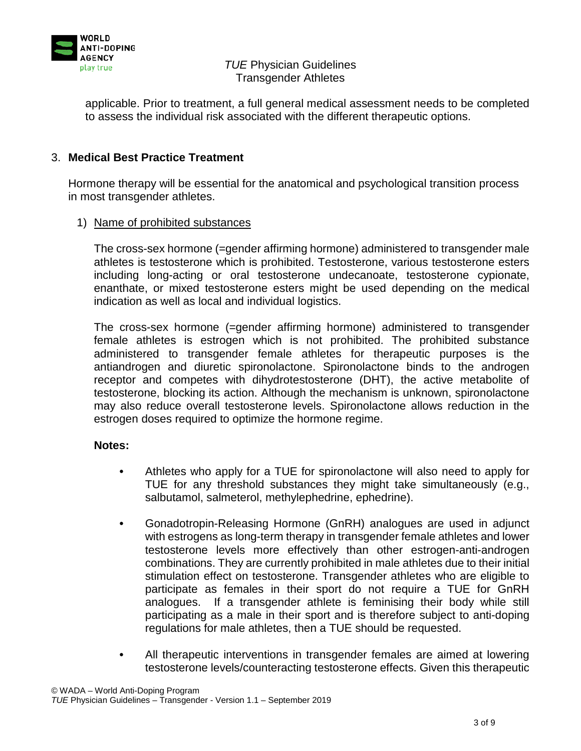applicable. Prior to treatment, a full general medical assessment needs to be completed to assess the individual risk associated with the different therapeutic options.

## 3. Medical Best Practice Treatment

Hormone therapy will be essential for the anatomical and psychological transition process in most transgender athletes.

### 1) Name of prohibited substances

The cross-sex hormone (=gender affirming hormone) administered to transgender male athletes is testosterone which is prohibited. Testosterone, various testosterone esters including long-acting or oral testosterone undecanoate, testosterone cypionate, enanthate, or mixed testosterone esters might be used depending on the medical indication as well as local and individual logistics.

The cross-sex hormone (=gender affirming hormone) administered to transgender female athletes is estrogen which is not prohibited. The prohibited substance administered to transgender female athletes for therapeutic purposes is the antiandrogen and diuretic spironolactone. Spironolactone binds to the androgen receptor and competes with dihydrotestosterone (DHT), the active metabolite of testosterone, blocking its action. Although the mechanism is unknown, spironolactone may also reduce overall testosterone levels. Spironolactone allows reduction in the estrogen doses required to optimize the hormone regime.

**Notes:**

- Athletes who apply for a TUE for spironolactone will also need to apply for TUE for any threshold substances they might take simultaneously (e.g., salbutamol, salmeterol, methylephedrine, ephedrine).
- Gonadotropin-Releasing Hormone (GnRH) analogues are used in adjunct with estrogens as long-term therapy in transgender female athletes and lower testosterone levels more effectively than other estrogen-anti-androgen combinations. They are currently prohibited in male athletes due to their initial stimulation effect on testosterone. Transgender athletes who are eligible to participate as females in their sport do not require a TUE for GnRH analogues. If a transgender athlete is feminising their body while still participating as a male in their sport and is therefore subject to anti-doping regulations for male athletes, then a TUE should be requested.
- All therapeutic interventions in transgender females are aimed at lowering testosterone levels/counteracting testosterone effects. Given this therapeutic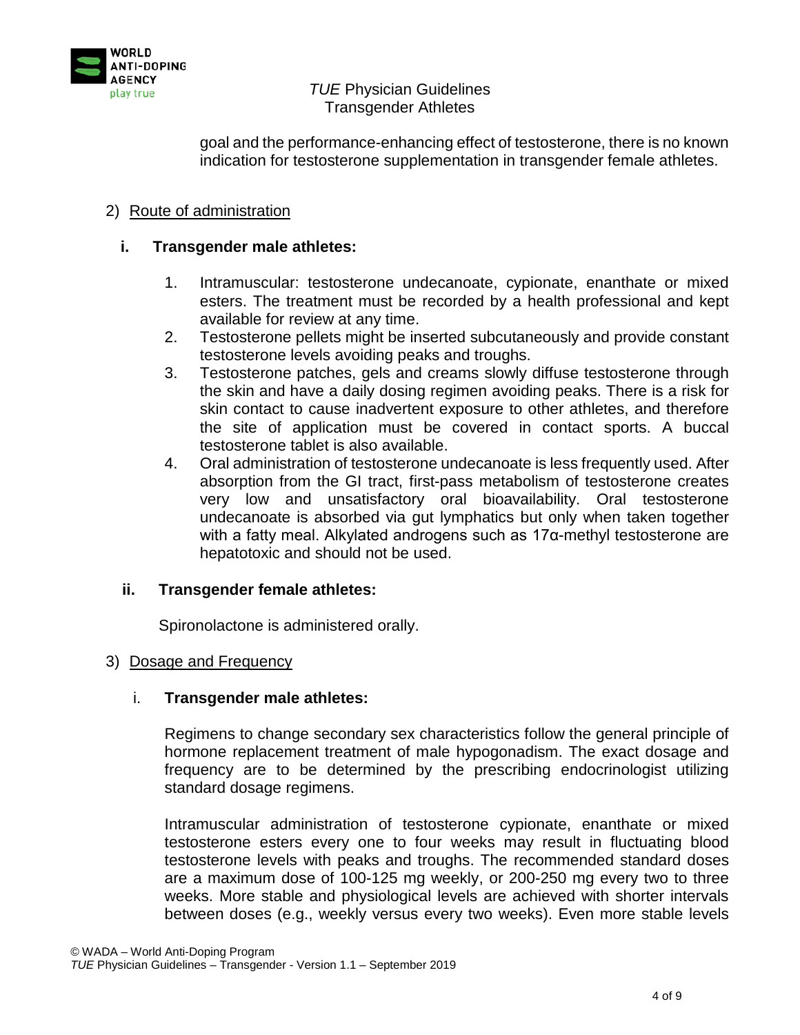goal and the performance-enhancing effect of testosterone, there is no known indication for testosterone supplementation in transgender female athletes.

2) Route of administration

**i. Transgender male athletes:**

1. Intramuscular: testosterone undecanoate, cypionate, enanthate or mixed esters. The treatment must be recorded by a health professional and kept available for review at any time.
2. Testosterone pellets might be inserted subcutaneously and provide constant testosterone levels avoiding peaks and troughs.
3. Testosterone patches, gels and creams slowly diffuse testosterone through the skin and have a daily dosing regimen avoiding peaks. There is a risk for skin contact to cause inadvertent exposure to other athletes, and therefore the site of application must be covered in contact sports. A buccal testosterone tablet is also available.
4. Oral administration of testosterone undecanoate is less frequently used. After absorption from the GI tract, first-pass metabolism of testosterone creates very low and unsatisfactory oral bioavailability. Oral testosterone undecanoate is absorbed via gut lymphatics but only when taken together with a fatty meal. Alkylated androgens such as 17α-methyl testosterone are hepatotoxic and should not be used.

**ii. Transgender female athletes:**

Spironolactone is administered orally.

3) Dosage and Frequency

i. **Transgender male athletes:**

Regimens to change secondary sex characteristics follow the general principle of hormone replacement treatment of male hypogonadism. The exact dosage and frequency are to be determined by the prescribing endocrinologist utilizing standard dosage regimens.

Intramuscular administration of testosterone cypionate, enanthate or mixed testosterone esters every one to four weeks may result in fluctuating blood testosterone levels with peaks and troughs. The recommended standard doses are a maximum dose of 100-125 mg weekly, or 200-250 mg every two to three weeks. More stable and physiological levels are achieved with shorter intervals between doses (e.g., weekly versus every two weeks). Even more stable levels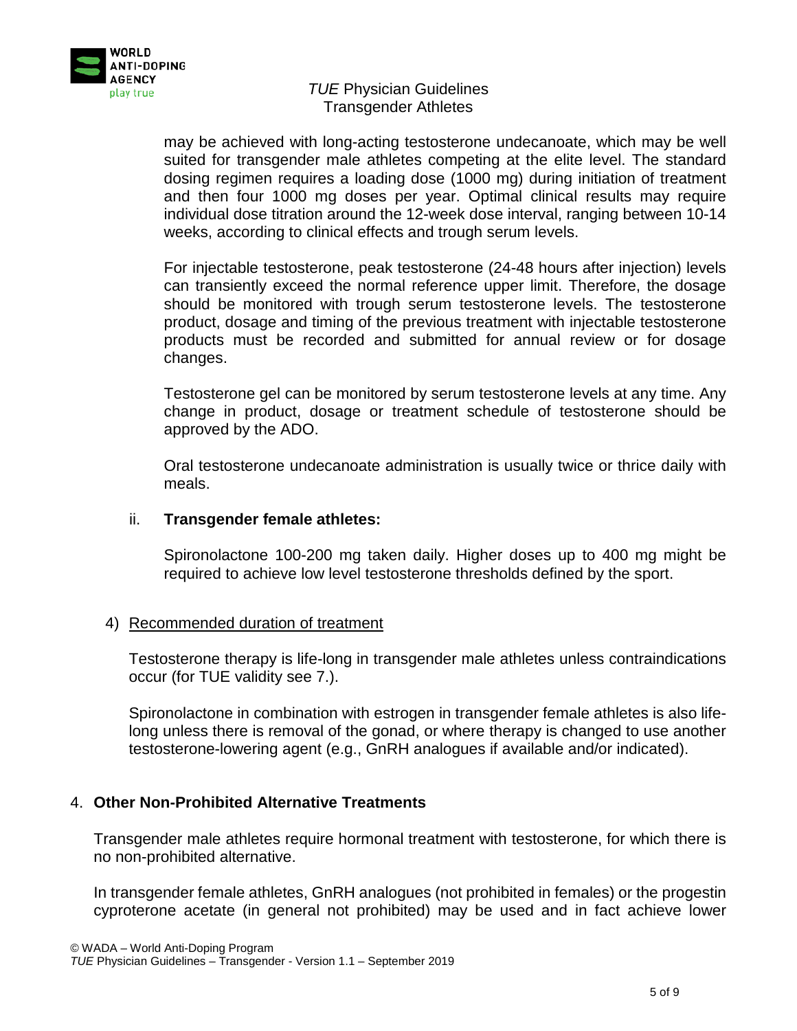may be achieved with long-acting testosterone undecanoate, which may be well suited for transgender male athletes competing at the elite level. The standard dosing regimen requires a loading dose (1000 mg) during initiation of treatment and then four 1000 mg doses per year. Optimal clinical results may require individual dose titration around the 12-week dose interval, ranging between 10-14 weeks, according to clinical effects and trough serum levels.

For injectable testosterone, peak testosterone (24-48 hours after injection) levels can transiently exceed the normal reference upper limit. Therefore, the dosage should be monitored with trough serum testosterone levels. The testosterone product, dosage and timing of the previous treatment with injectable testosterone products must be recorded and submitted for annual review or for dosage changes.

Testosterone gel can be monitored by serum testosterone levels at any time. Any change in product, dosage or treatment schedule of testosterone should be approved by the ADO.

Oral testosterone undecanoate administration is usually twice or thrice daily with meals.

ii. **Transgender female athletes:**

Spironolactone 100-200 mg taken daily. Higher doses up to 400 mg might be required to achieve low level testosterone thresholds defined by the sport.

4) Recommended duration of treatment

Testosterone therapy is life-long in transgender male athletes unless contraindications occur (for TUE validity see 7.).

Spironolactone in combination with estrogen in transgender female athletes is also life-long unless there is removal of the gonad, or where therapy is changed to use another testosterone-lowering agent (e.g., GnRH analogues if available and/or indicated).

## 4. Other Non-Prohibited Alternative Treatments

Transgender male athletes require hormonal treatment with testosterone, for which there is no non-prohibited alternative.

In transgender female athletes, GnRH analogues (not prohibited in females) or the progestin cyproterone acetate (in general not prohibited) may be used and in fact achieve lower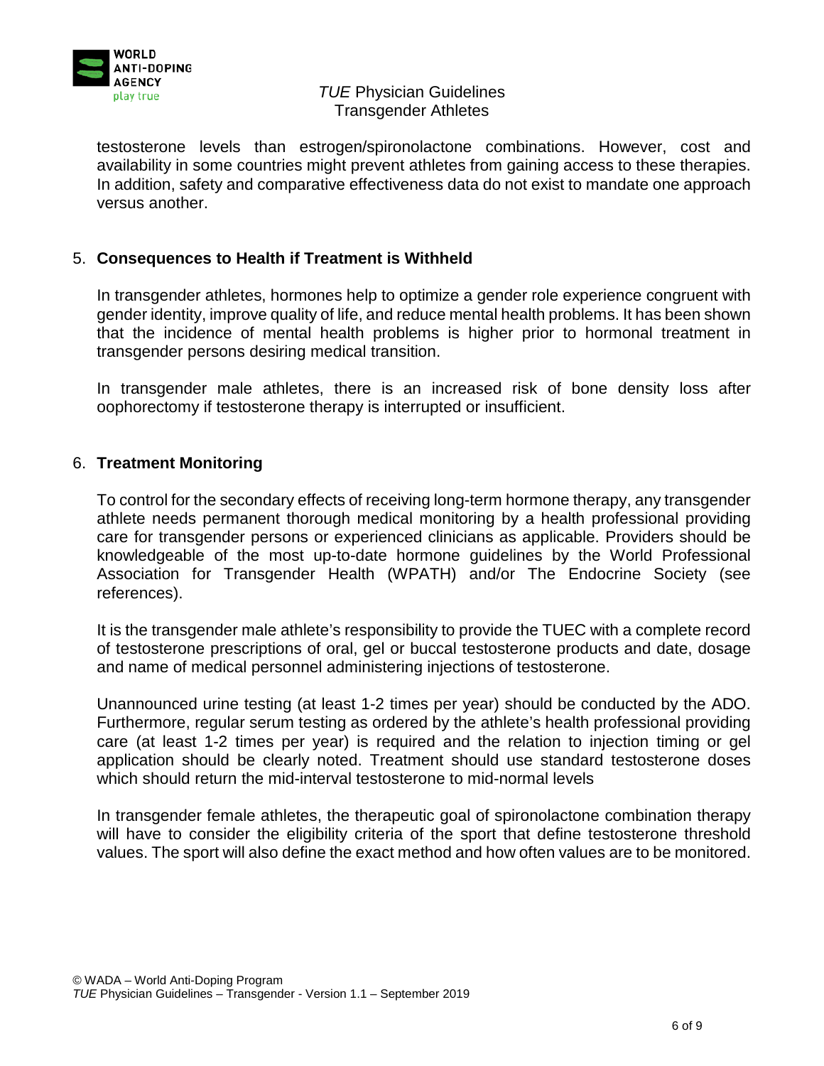testosterone levels than estrogen/spironolactone combinations. However, cost and availability in some countries might prevent athletes from gaining access to these therapies. In addition, safety and comparative effectiveness data do not exist to mandate one approach versus another.

## 5. Consequences to Health if Treatment is Withheld

In transgender athletes, hormones help to optimize a gender role experience congruent with gender identity, improve quality of life, and reduce mental health problems. It has been shown that the incidence of mental health problems is higher prior to hormonal treatment in transgender persons desiring medical transition.

In transgender male athletes, there is an increased risk of bone density loss after oophorectomy if testosterone therapy is interrupted or insufficient.

## 6. Treatment Monitoring

To control for the secondary effects of receiving long-term hormone therapy, any transgender athlete needs permanent thorough medical monitoring by a health professional providing care for transgender persons or experienced clinicians as applicable. Providers should be knowledgeable of the most up-to-date hormone guidelines by the World Professional Association for Transgender Health (WPATH) and/or The Endocrine Society (see references).

It is the transgender male athlete's responsibility to provide the TUEC with a complete record of testosterone prescriptions of oral, gel or buccal testosterone products and date, dosage and name of medical personnel administering injections of testosterone.

Unannounced urine testing (at least 1-2 times per year) should be conducted by the ADO. Furthermore, regular serum testing as ordered by the athlete's health professional providing care (at least 1-2 times per year) is required and the relation to injection timing or gel application should be clearly noted. Treatment should use standard testosterone doses which should return the mid-interval testosterone to mid-normal levels

In transgender female athletes, the therapeutic goal of spironolactone combination therapy will have to consider the eligibility criteria of the sport that define testosterone threshold values. The sport will also define the exact method and how often values are to be monitored.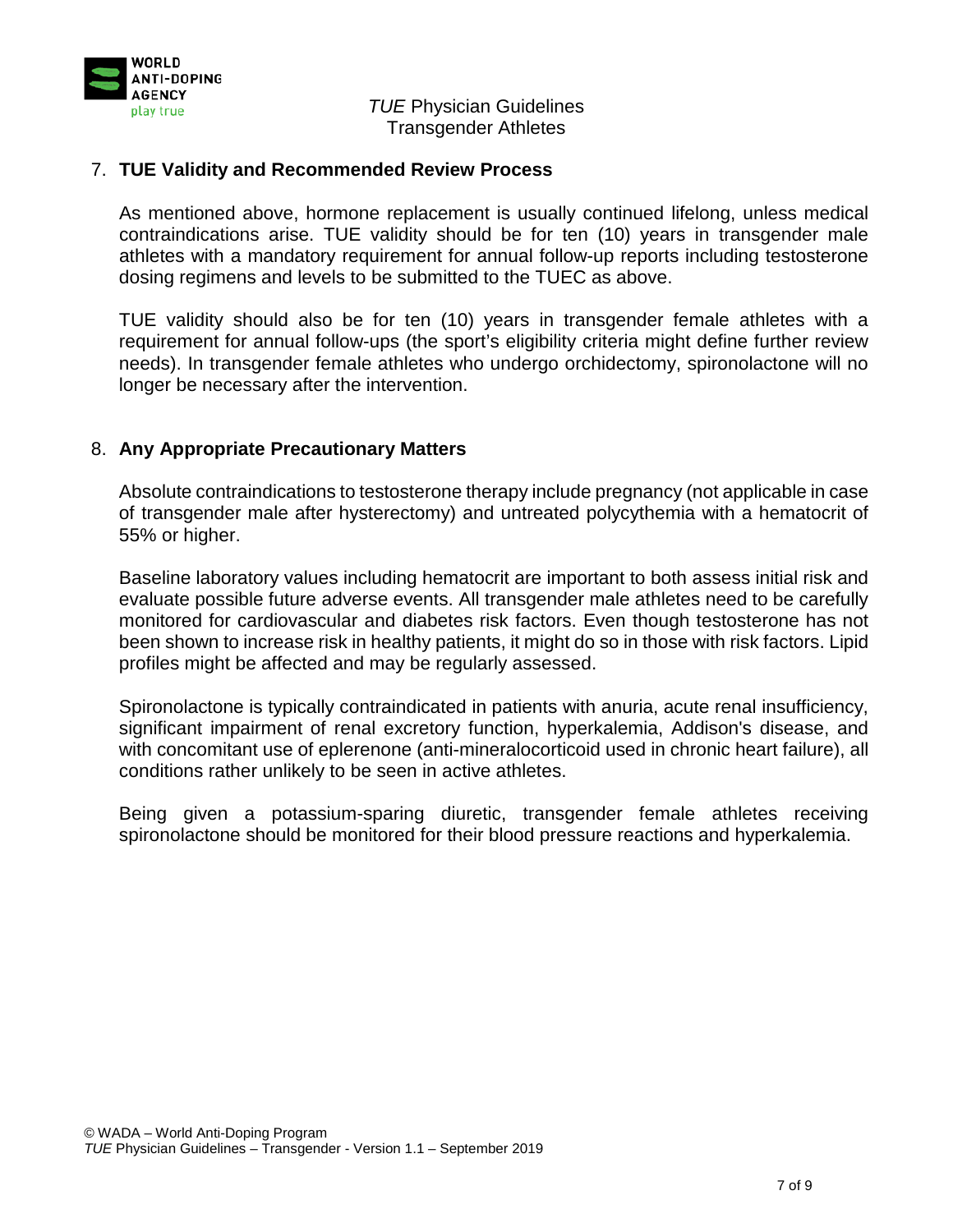## 7. TUE Validity and Recommended Review Process

As mentioned above, hormone replacement is usually continued lifelong, unless medical contraindications arise. TUE validity should be for ten (10) years in transgender male athletes with a mandatory requirement for annual follow-up reports including testosterone dosing regimens and levels to be submitted to the TUEC as above.

TUE validity should also be for ten (10) years in transgender female athletes with a requirement for annual follow-ups (the sport's eligibility criteria might define further review needs). In transgender female athletes who undergo orchidectomy, spironolactone will no longer be necessary after the intervention.

## 8. Any Appropriate Precautionary Matters

Absolute contraindications to testosterone therapy include pregnancy (not applicable in case of transgender male after hysterectomy) and untreated polycythemia with a hematocrit of 55% or higher.

Baseline laboratory values including hematocrit are important to both assess initial risk and evaluate possible future adverse events. All transgender male athletes need to be carefully monitored for cardiovascular and diabetes risk factors. Even though testosterone has not been shown to increase risk in healthy patients, it might do so in those with risk factors. Lipid profiles might be affected and may be regularly assessed.

Spironolactone is typically contraindicated in patients with anuria, acute renal insufficiency, significant impairment of renal excretory function, hyperkalemia, Addison's disease, and with concomitant use of eplerenone (anti-mineralocorticoid used in chronic heart failure), all conditions rather unlikely to be seen in active athletes.

Being given a potassium-sparing diuretic, transgender female athletes receiving spironolactone should be monitored for their blood pressure reactions and hyperkalemia.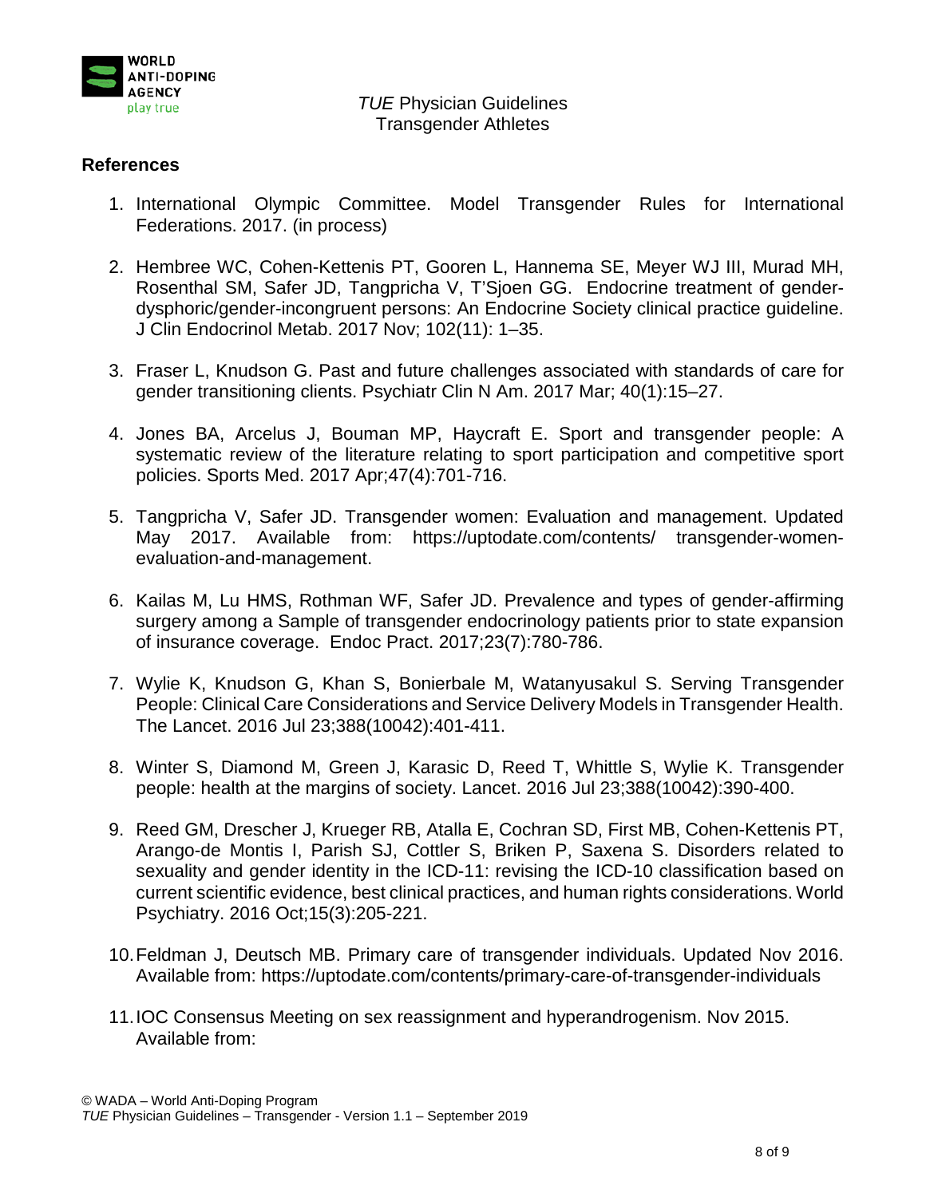## References

1. International Olympic Committee. Model Transgender Rules for International Federations. 2017. (in process)

2. Hembree WC, Cohen-Kettenis PT, Gooren L, Hannema SE, Meyer WJ III, Murad MH, Rosenthal SM, Safer JD, Tangpricha V, T'Sjoen GG. Endocrine treatment of gender-dysphoric/gender-incongruent persons: An Endocrine Society clinical practice guideline. J Clin Endocrinol Metab. 2017 Nov; 102(11): 1–35.

3. Fraser L, Knudson G. Past and future challenges associated with standards of care for gender transitioning clients. Psychiatr Clin N Am. 2017 Mar; 40(1):15–27.

4. Jones BA, Arcelus J, Bouman MP, Haycraft E. Sport and transgender people: A systematic review of the literature relating to sport participation and competitive sport policies. Sports Med. 2017 Apr;47(4):701-716.

5. Tangpricha V, Safer JD. Transgender women: Evaluation and management. Updated May 2017. Available from: https://uptodate.com/contents/ transgender-women-evaluation-and-management.

6. Kailas M, Lu HMS, Rothman WF, Safer JD. Prevalence and types of gender-affirming surgery among a Sample of transgender endocrinology patients prior to state expansion of insurance coverage. Endoc Pract. 2017;23(7):780-786.

7. Wylie K, Knudson G, Khan S, Bonierbale M, Watanyusakul S. Serving Transgender People: Clinical Care Considerations and Service Delivery Models in Transgender Health. The Lancet. 2016 Jul 23;388(10042):401-411.

8. Winter S, Diamond M, Green J, Karasic D, Reed T, Whittle S, Wylie K. Transgender people: health at the margins of society. Lancet. 2016 Jul 23;388(10042):390-400.

9. Reed GM, Drescher J, Krueger RB, Atalla E, Cochran SD, First MB, Cohen-Kettenis PT, Arango-de Montis I, Parish SJ, Cottler S, Briken P, Saxena S. Disorders related to sexuality and gender identity in the ICD-11: revising the ICD-10 classification based on current scientific evidence, best clinical practices, and human rights considerations. World Psychiatry. 2016 Oct;15(3):205-221.

10. Feldman J, Deutsch MB. Primary care of transgender individuals. Updated Nov 2016. Available from: https://uptodate.com/contents/primary-care-of-transgender-individuals

11. IOC Consensus Meeting on sex reassignment and hyperandrogenism. Nov 2015. Available from: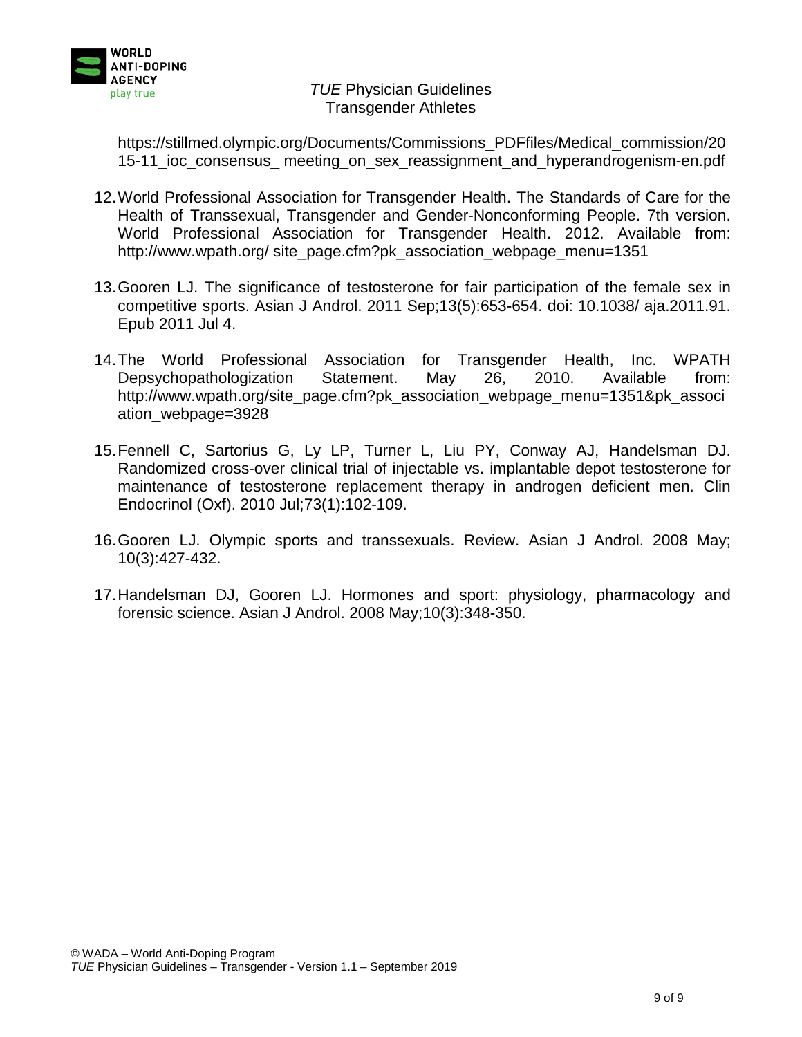https://stillmed.olympic.org/Documents/Commissions_PDFfiles/Medical_commission/2015-11_ioc_consensus_ meeting_on_sex_reassignment_and_hyperandrogenism-en.pdf

12. World Professional Association for Transgender Health. The Standards of Care for the Health of Transsexual, Transgender and Gender-Nonconforming People. 7th version. World Professional Association for Transgender Health. 2012. Available from: http://www.wpath.org/ site_page.cfm?pk_association_webpage_menu=1351

13. Gooren LJ. The significance of testosterone for fair participation of the female sex in competitive sports. Asian J Androl. 2011 Sep;13(5):653-654. doi: 10.1038/ aja.2011.91. Epub 2011 Jul 4.

14. The World Professional Association for Transgender Health, Inc. WPATH Depsychopathologization Statement. May 26, 2010. Available from: http://www.wpath.org/site_page.cfm?pk_association_webpage_menu=1351&pk_association_webpage=3928

15. Fennell C, Sartorius G, Ly LP, Turner L, Liu PY, Conway AJ, Handelsman DJ. Randomized cross-over clinical trial of injectable vs. implantable depot testosterone for maintenance of testosterone replacement therapy in androgen deficient men. Clin Endocrinol (Oxf). 2010 Jul;73(1):102-109.

16. Gooren LJ. Olympic sports and transsexuals. Review. Asian J Androl. 2008 May; 10(3):427-432.

17. Handelsman DJ, Gooren LJ. Hormones and sport: physiology, pharmacology and forensic science. Asian J Androl. 2008 May;10(3):348-350.